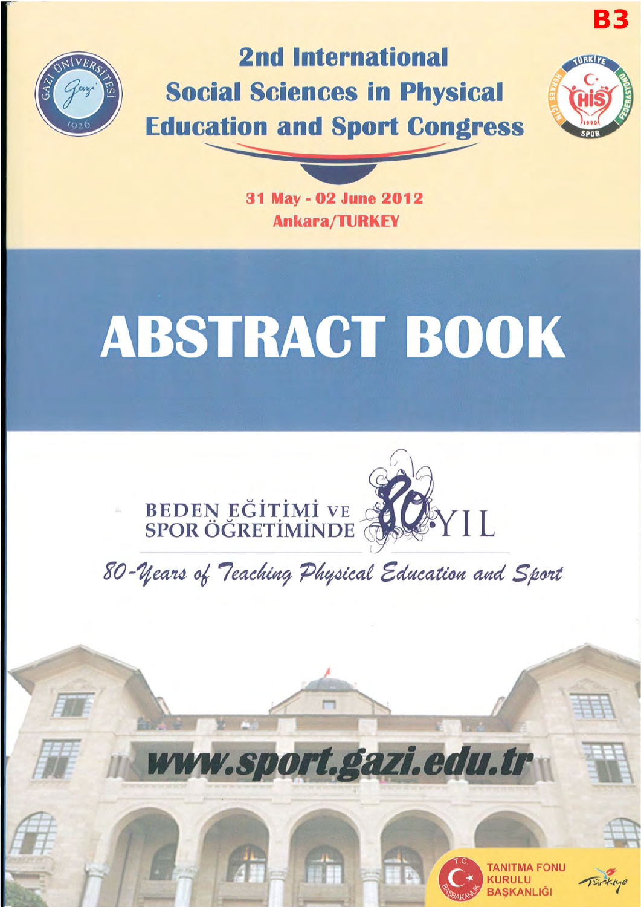B3

# 2nd International Social Sciences in Physical Education and Sport Congress

**31 May - 02 June 2012**
**Ankara/TURKEY**

# ABSTRACT BOOK

BEDEN EĞİTİMİ VE SPOR ÖĞRETİMİNDE 80. YIL

*80-Years of Teaching Physical Education and Sport*

**www.sport.gazi.edu.tr**

T.C. BAŞBAKANLIK TANITMA FONU KURULU BAŞKANLIĞI

Türkiye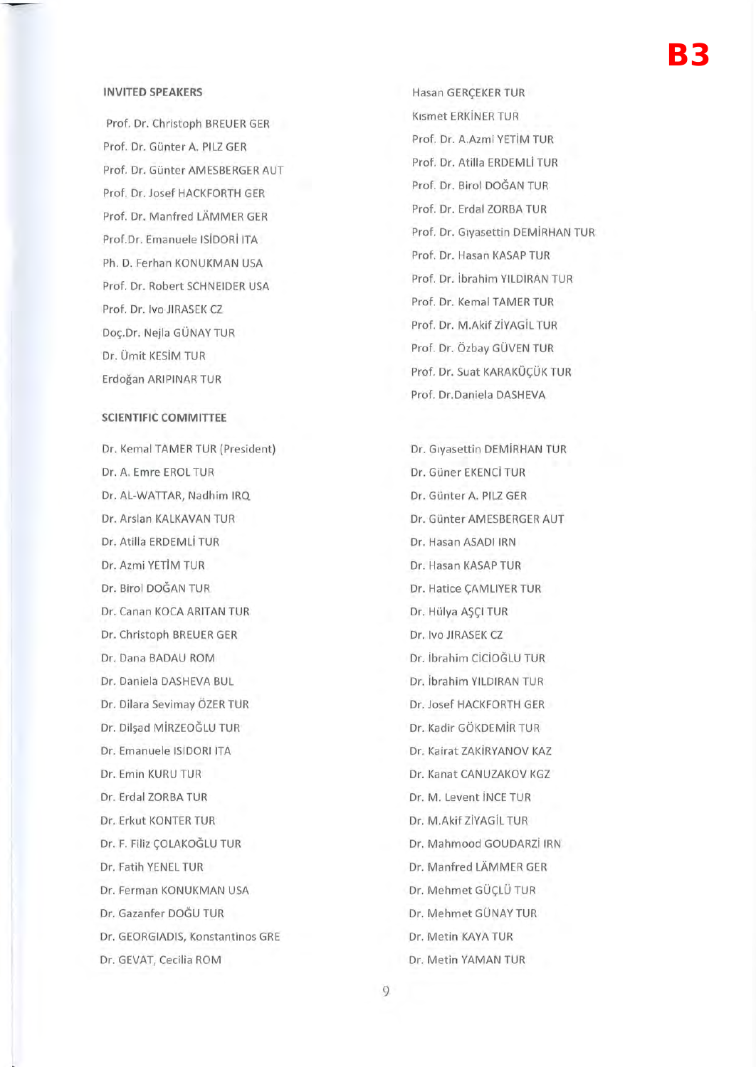## INVITED SPEAKERS

Prof. Dr. Christoph BREUER GER

Prof. Dr. Günter A. PILZ GER

Prof. Dr. Günter AMESBERGER AUT

Prof. Dr. Josef HACKFORTH GER

Prof. Dr. Manfred LÄMMER GER

Prof.Dr. Emanuele ISİDORİ ITA

Ph. D. Ferhan KONUKMAN USA

Prof. Dr. Robert SCHNEIDER USA

Prof. Dr. Ivo JIRASEK CZ

Doç.Dr. Nejla GÜNAY TUR

Dr. Ümit KESİM TUR

Erdoğan ARIPINAR TUR

Hasan GERÇEKER TUR

Kısmet ERKİNER TUR

Prof. Dr. A.Azmi YETİM TUR

Prof. Dr. Atilla ERDEMLİ TUR

Prof. Dr. Birol DOĞAN TUR

Prof. Dr. Erdal ZORBA TUR

Prof. Dr. Gıyasettin DEMİRHAN TUR

Prof. Dr. Hasan KASAP TUR

Prof. Dr. İbrahim YILDIRAN TUR

Prof. Dr. Kemal TAMER TUR

Prof. Dr. M.Akif ZİYAGİL TUR

Prof. Dr. Özbay GÜVEN TUR

Prof. Dr. Suat KARAKÜÇÜK TUR

Prof. Dr.Daniela DASHEVA

## SCIENTIFIC COMMITTEE

Dr. Kemal TAMER TUR (President)

Dr. A. Emre EROL TUR

Dr. AL-WATTAR, Nadhim IRQ

Dr. Arslan KALKAVAN TUR

Dr. Atilla ERDEMLİ TUR

Dr. Azmi YETİM TUR

Dr. Birol DOĞAN TUR

Dr. Canan KOCA ARITAN TUR

Dr. Christoph BREUER GER

Dr. Dana BADAU ROM

Dr. Daniela DASHEVA BUL

Dr. Dilara Sevimay ÖZER TUR

Dr. Dilşad MİRZEOĞLU TUR

Dr. Emanuele ISIDORI ITA

Dr. Emin KURU TUR

Dr. Erdal ZORBA TUR

Dr. Erkut KONTER TUR

Dr. F. Filiz ÇOLAKOĞLU TUR

Dr. Fatih YENEL TUR

Dr. Ferman KONUKMAN USA

Dr. Gazanfer DOĞU TUR

Dr. GEORGIADIS, Konstantinos GRE

Dr. GEVAT, Cecilia ROM

Dr. Gıyasettin DEMİRHAN TUR

Dr. Güner EKENCİ TUR

Dr. Günter A. PILZ GER

Dr. Günter AMESBERGER AUT

Dr. Hasan ASADI IRN

Dr. Hasan KASAP TUR

Dr. Hatice ÇAMLIYER TUR

Dr. Hülya AŞÇI TUR

Dr. Ivo JIRASEK CZ

Dr. İbrahim CİCİOĞLU TUR

Dr. İbrahim YILDIRAN TUR

Dr. Josef HACKFORTH GER

Dr. Kadir GÖKDEMİR TUR

Dr. Kairat ZAKİRYANOV KAZ

Dr. Kanat CANUZAKOV KGZ

Dr. M. Levent İNCE TUR

Dr. M.Akif ZİYAGİL TUR

Dr. Mahmood GOUDARZİ IRN

Dr. Manfred LÄMMER GER

Dr. Mehmet GÜÇLÜ TUR

Dr. Mehmet GÜNAY TUR

Dr. Metin KAYA TUR

Dr. Metin YAMAN TUR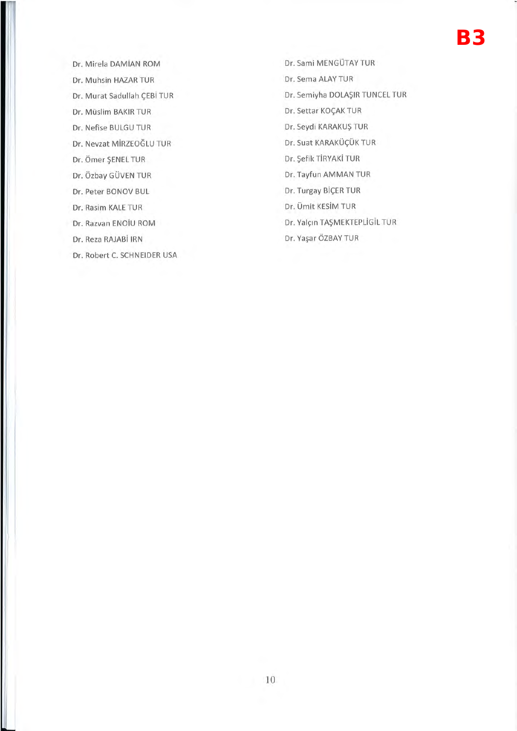B3

Dr. Mirela DAMİAN ROM

Dr. Muhsin HAZAR TUR

Dr. Murat Sadullah ÇEBİ TUR

Dr. Müslim BAKIR TUR

Dr. Nefise BULGU TUR

Dr. Nevzat MİRZEOĞLU TUR

Dr. Ömer ŞENEL TUR

Dr. Özbay GÜVEN TUR

Dr. Peter BONOV BUL

Dr. Rasim KALE TUR

Dr. Razvan ENOİU ROM

Dr. Reza RAJABİ IRN

Dr. Robert C. SCHNEIDER USA

Dr. Sami MENGÜTAY TUR

Dr. Sema ALAY TUR

Dr. Semiyha DOLAŞIR TUNCEL TUR

Dr. Settar KOÇAK TUR

Dr. Seydi KARAKUŞ TUR

Dr. Suat KARAKÜÇÜK TUR

Dr. Şefik TİRYAKİ TUR

Dr. Tayfun AMMAN TUR

Dr. Turgay BİÇER TUR

Dr. Ümit KESİM TUR

Dr. Yalçın TAŞMEKTEPLİGİL TUR

Dr. Yaşar ÖZBAY TUR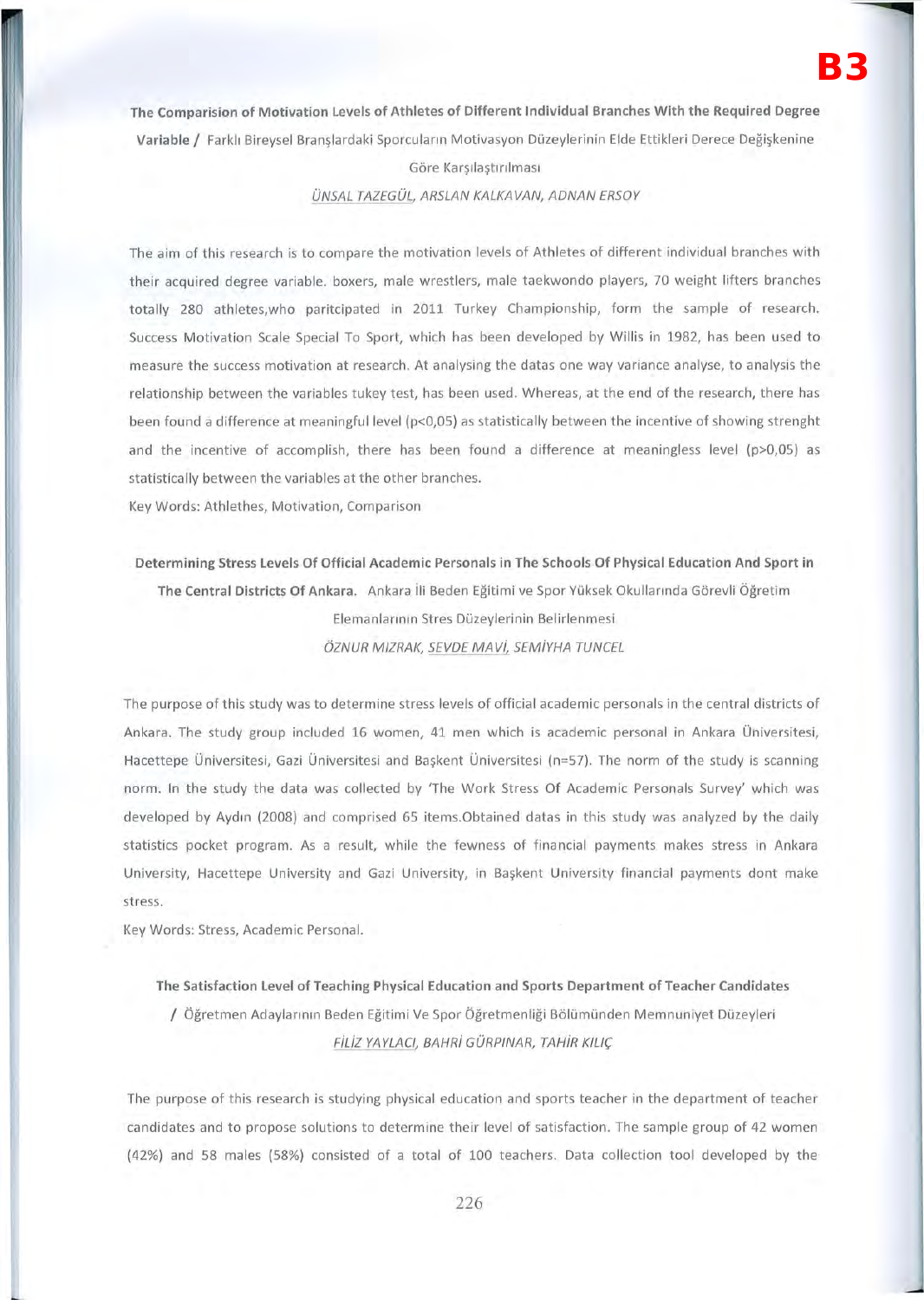**The Comparision of Motivation Levels of Athletes of Different Individual Branches With the Required Degree Variable /** Farklı Bireysel Branşlardaki Sporcuların Motivasyon Düzeylerinin Elde Ettikleri Derece Değişkenine Göre Karşılaştırılması

*ÜNSAL TAZEGÜL, ARSLAN KALKAVAN, ADNAN ERSOY*

The aim of this research is to compare the motivation levels of Athletes of different individual branches with their acquired degree variable. boxers, male wrestlers, male taekwondo players, 70 weight lifters branches totally 280 athletes,who paritcipated in 2011 Turkey Championship, form the sample of research. Success Motivation Scale Special To Sport, which has been developed by Willis in 1982, has been used to measure the success motivation at research. At analysing the datas one way variance analyse, to analysis the relationship between the variables tukey test, has been used. Whereas, at the end of the research, there has been found a difference at meaningful level ($p<0,05$) as statistically between the incentive of showing strenght and the incentive of accomplish, there has been found a difference at meaningless level ($p>0,05$) as statistically between the variables at the other branches.

Key Words: Athlethes, Motivation, Comparison

**Determining Stress Levels Of Official Academic Personals in The Schools Of Physical Education And Sport in The Central Districts Of Ankara.** Ankara İli Beden Eğitimi ve Spor Yüksek Okullarında Görevli Öğretim Elemanlarının Stres Düzeylerinin Belirlenmesi

*ÖZNUR MIZRAK, SEVDE MAVİ, SEMİYHA TUNCEL*

The purpose of this study was to determine stress levels of official academic personals in the central districts of Ankara. The study group included 16 women, 41 men which is academic personal in Ankara Üniversitesi, Hacettepe Üniversitesi, Gazi Üniversitesi and Başkent Üniversitesi (n=57). The norm of the study is scanning norm. In the study the data was collected by 'The Work Stress Of Academic Personals Survey' which was developed by Aydın (2008) and comprised 65 items.Obtained datas in this study was analyzed by the daily statistics pocket program. As a result, while the fewness of financial payments makes stress in Ankara University, Hacettepe University and Gazi University, in Başkent University financial payments dont make stress.

Key Words: Stress, Academic Personal.

**The Satisfaction Level of Teaching Physical Education and Sports Department of Teacher Candidates** / Öğretmen Adaylarının Beden Eğitimi Ve Spor Öğretmenliği Bölümünden Memnuniyet Düzeyleri

*FİLİZ YAYLACI, BAHRİ GÜRPINAR, TAHİR KILIÇ*

The purpose of this research is studying physical education and sports teacher in the department of teacher candidates and to propose solutions to determine their level of satisfaction. The sample group of 42 women (42%) and 58 males (58%) consisted of a total of 100 teachers. Data collection tool developed by the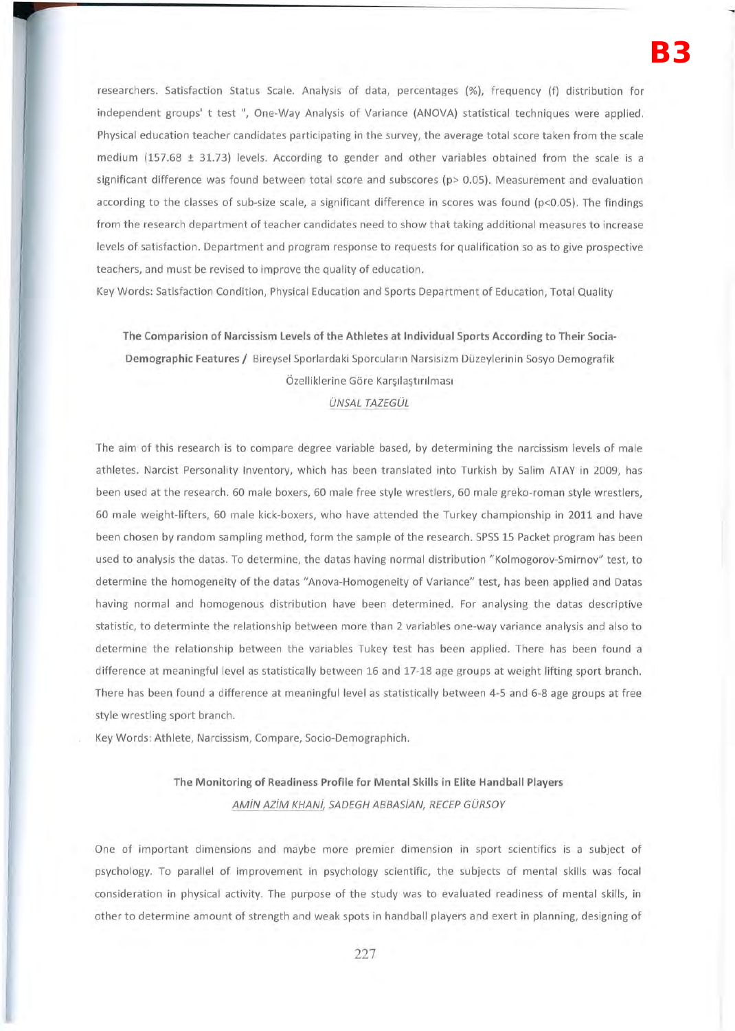researchers. Satisfaction Status Scale. Analysis of data, percentages (%), frequency (f) distribution for independent groups' t test ", One-Way Analysis of Variance (ANOVA) statistical techniques were applied. Physical education teacher candidates participating in the survey, the average total score taken from the scale medium (157.68 ± 31.73) levels. According to gender and other variables obtained from the scale is a significant difference was found between total score and subscores ($p > 0.05$). Measurement and evaluation according to the classes of sub-size scale, a significant difference in scores was found ($p<0.05$). The findings from the research department of teacher candidates need to show that taking additional measures to increase levels of satisfaction. Department and program response to requests for qualification so as to give prospective teachers, and must be revised to improve the quality of education.

Key Words: Satisfaction Condition, Physical Education and Sports Department of Education, Total Quality

**The Comparision of Narcissism Levels of the Athletes at Individual Sports According to Their Socia-Demographic Features /** Bireysel Sporlardaki Sporcuların Narsisizm Düzeylerinin Sosyo Demografik Özelliklerine Göre Karşılaştırılması

*ÜNSAL TAZEGÜL*

The aim of this research is to compare degree variable based, by determining the narcissism levels of male athletes. Narcist Personality Inventory, which has been translated into Turkish by Salim ATAY in 2009, has been used at the research. 60 male boxers, 60 male free style wrestlers, 60 male greko-roman style wrestlers, 60 male weight-lifters, 60 male kick-boxers, who have attended the Turkey championship in 2011 and have been chosen by random sampling method, form the sample of the research. SPSS 15 Packet program has been used to analysis the datas. To determine, the datas having normal distribution "Kolmogorov-Smirnov" test, to determine the homogeneity of the datas "Anova-Homogeneity of Variance" test, has been applied and Datas having normal and homogenous distribution have been determined. For analysing the datas descriptive statistic, to determinte the relationship between more than 2 variables one-way variance analysis and also to determine the relationship between the variables Tukey test has been applied. There has been found a difference at meaningful level as statistically between 16 and 17-18 age groups at weight lifting sport branch. There has been found a difference at meaningful level as statistically between 4-5 and 6-8 age groups at free style wrestling sport branch.

Key Words: Athlete, Narcissism, Compare, Socio-Demographich.

**The Monitoring of Readiness Profile for Mental Skills in Elite Handball Players**

*AMİN AZİM KHANİ, SADEGH ABBASİAN, RECEP GÜRSOY*

One of important dimensions and maybe more premier dimension in sport scientifics is a subject of psychology. To parallel of improvement in psychology scientific, the subjects of mental skills was focal consideration in physical activity. The purpose of the study was to evaluated readiness of mental skills, in other to determine amount of strength and weak spots in handball players and exert in planning, designing of